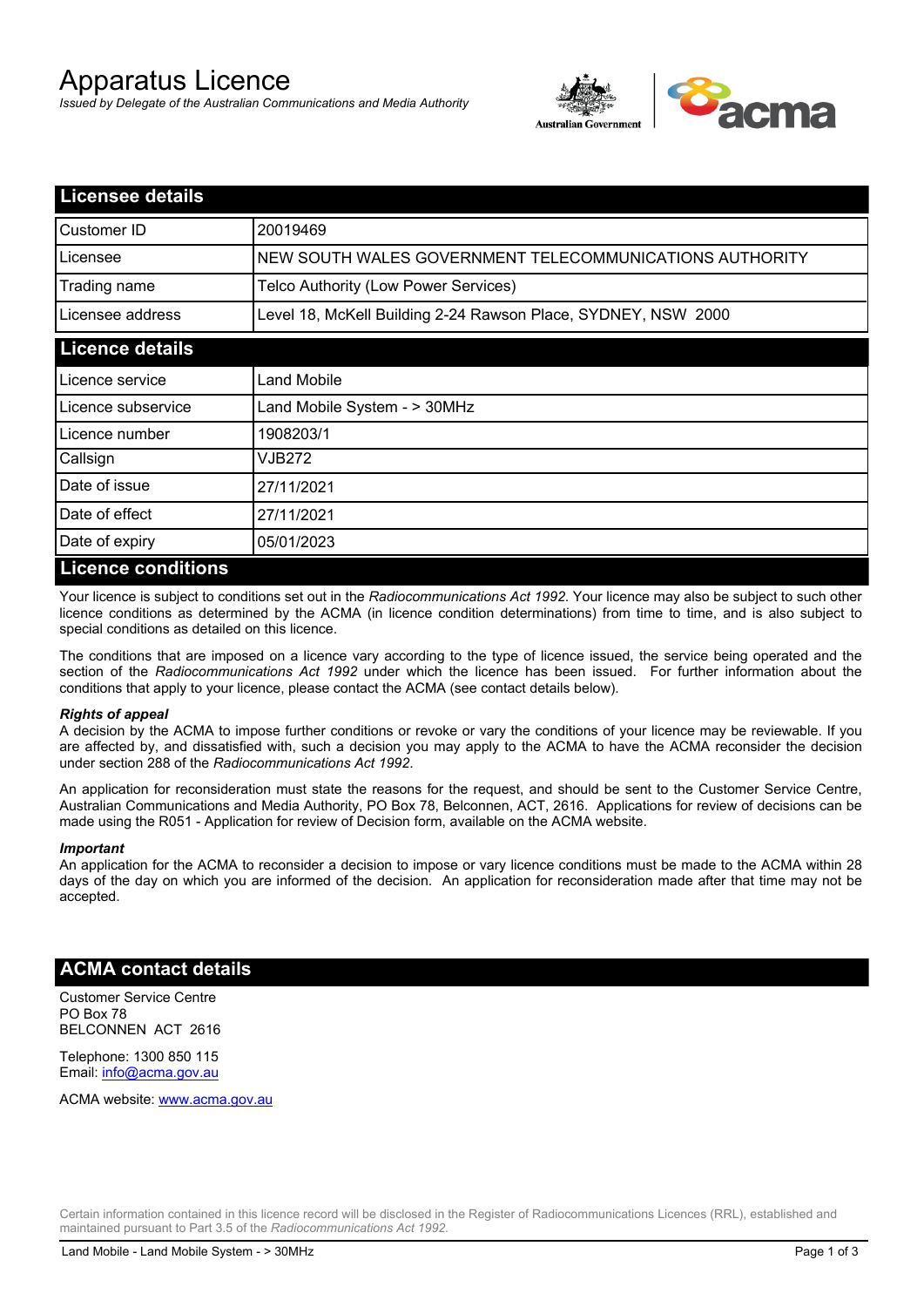# Apparatus Licence

*Issued by Delegate of the Australian Communications and Media Authority*

## Licensee details

| | |
|---|---|
| Customer ID | 20019469 |
| Licensee | NEW SOUTH WALES GOVERNMENT TELECOMMUNICATIONS AUTHORITY |
| Trading name | Telco Authority (Low Power Services) |
| Licensee address | Level 18, McKell Building 2-24 Rawson Place, SYDNEY, NSW 2000 |

## Licence details

| | |
|---|---|
| Licence service | Land Mobile |
| Licence subservice | Land Mobile System - > 30MHz |
| Licence number | 1908203/1 |
| Callsign | VJB272 |
| Date of issue | 27/11/2021 |
| Date of effect | 27/11/2021 |
| Date of expiry | 05/01/2023 |

## Licence conditions

Your licence is subject to conditions set out in the *Radiocommunications Act 1992*. Your licence may also be subject to such other licence conditions as determined by the ACMA (in licence condition determinations) from time to time, and is also subject to special conditions as detailed on this licence.

The conditions that are imposed on a licence vary according to the type of licence issued, the service being operated and the section of the *Radiocommunications Act 1992* under which the licence has been issued. For further information about the conditions that apply to your licence, please contact the ACMA (see contact details below).

***Rights of appeal***

A decision by the ACMA to impose further conditions or revoke or vary the conditions of your licence may be reviewable. If you are affected by, and dissatisfied with, such a decision you may apply to the ACMA to have the ACMA reconsider the decision under section 288 of the *Radiocommunications Act 1992*.

An application for reconsideration must state the reasons for the request, and should be sent to the Customer Service Centre, Australian Communications and Media Authority, PO Box 78, Belconnen, ACT, 2616. Applications for review of decisions can be made using the R051 - Application for review of Decision form, available on the ACMA website.

***Important***

An application for the ACMA to reconsider a decision to impose or vary licence conditions must be made to the ACMA within 28 days of the day on which you are informed of the decision. An application for reconsideration made after that time may not be accepted.

## ACMA contact details

Customer Service Centre
PO Box 78
BELCONNEN ACT 2616

Telephone: 1300 850 115
Email: info@acma.gov.au

ACMA website: www.acma.gov.au

Certain information contained in this licence record will be disclosed in the Register of Radiocommunications Licences (RRL), established and maintained pursuant to Part 3.5 of the *Radiocommunications Act 1992.*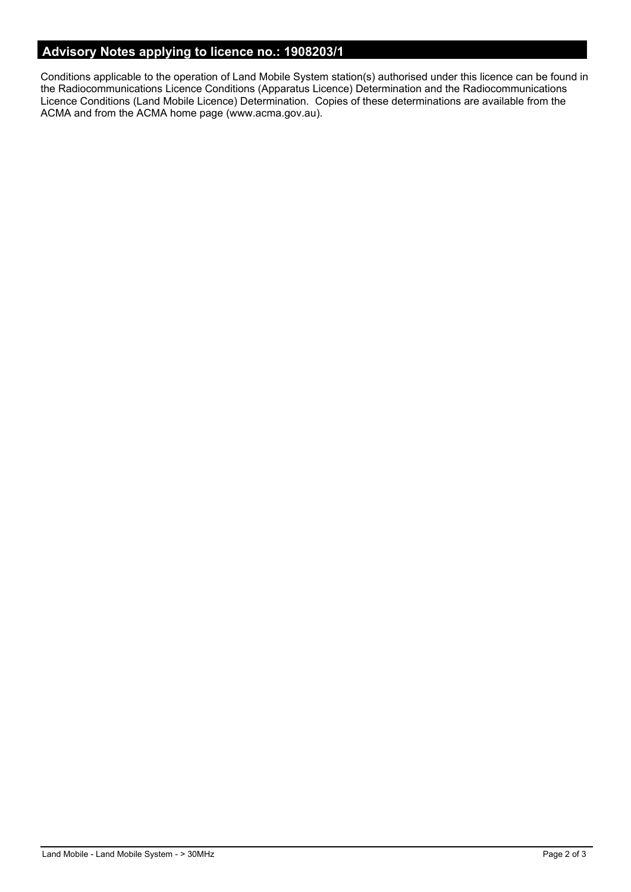## Advisory Notes applying to licence no.: 1908203/1

Conditions applicable to the operation of Land Mobile System station(s) authorised under this licence can be found in the Radiocommunications Licence Conditions (Apparatus Licence) Determination and the Radiocommunications Licence Conditions (Land Mobile Licence) Determination. Copies of these determinations are available from the ACMA and from the ACMA home page (www.acma.gov.au).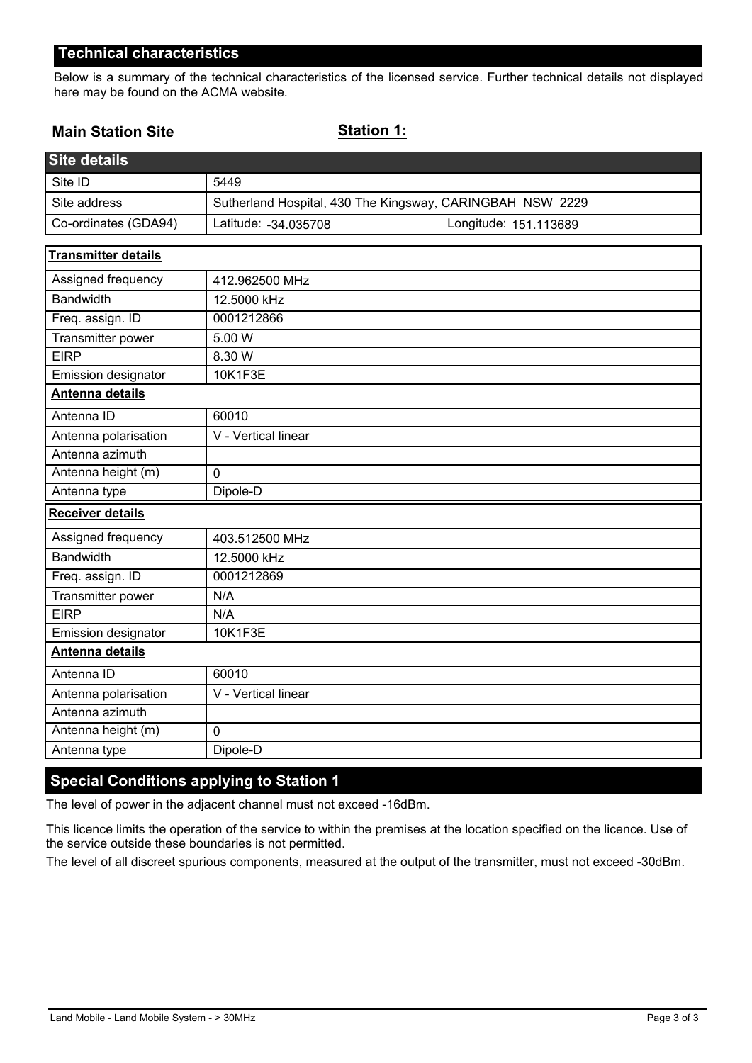## Technical characteristics

Below is a summary of the technical characteristics of the licensed service. Further technical details not displayed here may be found on the ACMA website.

### Main Station Site

**Station 1:**

| Site details | |
|---|---|
| Site ID | 5449 |
| Site address | Sutherland Hospital, 430 The Kingsway, CARINGBAH NSW 2229 |
| Co-ordinates (GDA94) | Latitude: -34.035708 Longitude: 151.113689 |

| **Transmitter details** | |
|---|---|
| Assigned frequency | 412.962500 MHz |
| Bandwidth | 12.5000 kHz |
| Freq. assign. ID | 0001212866 |
| Transmitter power | 5.00 W |
| EIRP | 8.30 W |
| Emission designator | 10K1F3E |
| **Antenna details** | |
| Antenna ID | 60010 |
| Antenna polarisation | V - Vertical linear |
| Antenna azimuth | |
| Antenna height (m) | 0 |
| Antenna type | Dipole-D |
| **Receiver details** | |
| Assigned frequency | 403.512500 MHz |
| Bandwidth | 12.5000 kHz |
| Freq. assign. ID | 0001212869 |
| Transmitter power | N/A |
| EIRP | N/A |
| Emission designator | 10K1F3E |
| **Antenna details** | |
| Antenna ID | 60010 |
| Antenna polarisation | V - Vertical linear |
| Antenna azimuth | |
| Antenna height (m) | 0 |
| Antenna type | Dipole-D |

## Special Conditions applying to Station 1

The level of power in the adjacent channel must not exceed -16dBm.

This licence limits the operation of the service to within the premises at the location specified on the licence. Use of the service outside these boundaries is not permitted.

The level of all discreet spurious components, measured at the output of the transmitter, must not exceed -30dBm.